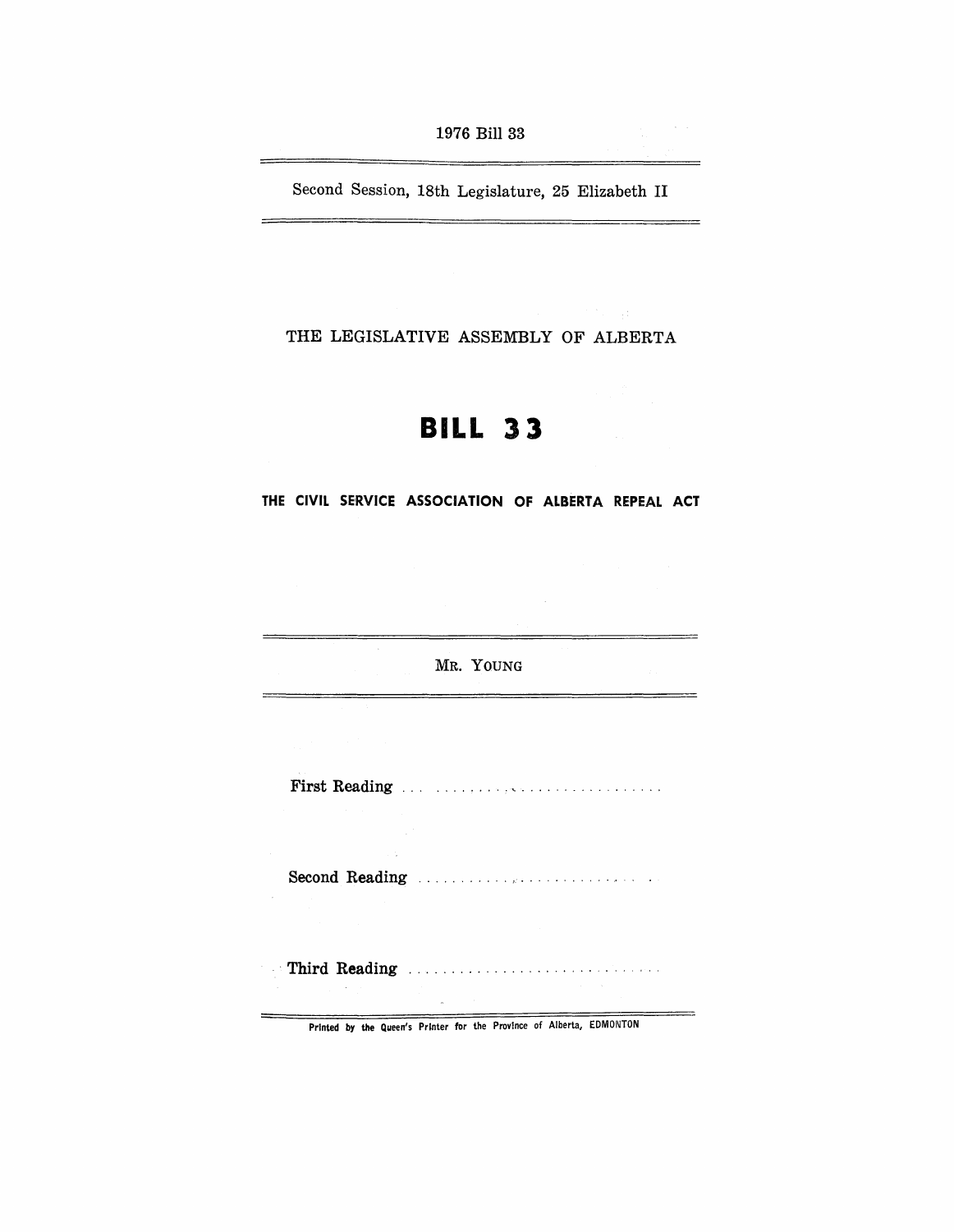1976 Bill 33

---

Second Session, 18th Legislature, 25 Elizabeth II

---

THE LEGISLATIVE ASSEMBLY OF ALBERTA

# BILL 33

## THE CIVIL SERVICE ASSOCIATION OF ALBERTA REPEAL ACT

---

MR. YOUNG

---

First Reading . . . . . . . . . . . . . . . . . . . . . . . . . . . . . .

Second Reading . . . . . . . . . . . . . . . . . . . . . . . . . . . . . .

Third Reading . . . . . . . . . . . . . . . . . . . . . . . . . . . . . .

---

Printed by the Queen's Printer for the Province of Alberta, EDMONTON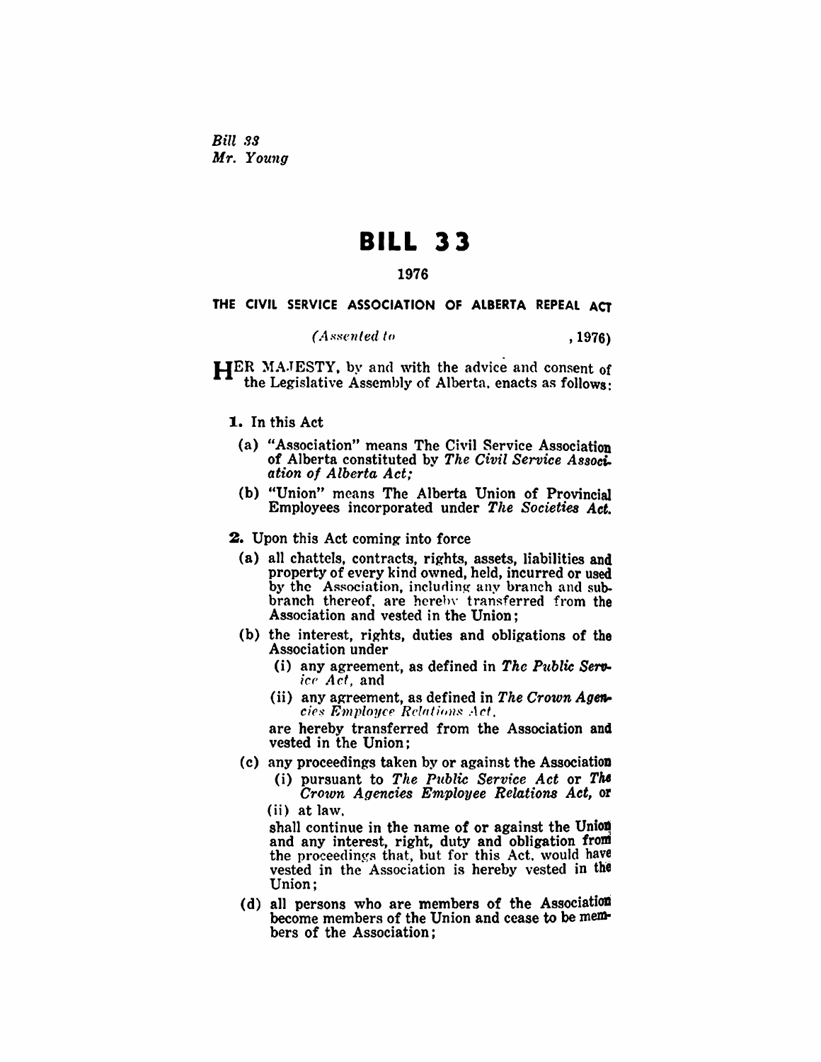*Bill 33*
*Mr. Young*

# BILL 33

## 1976

### THE CIVIL SERVICE ASSOCIATION OF ALBERTA REPEAL ACT

*(Assented to* , 1976)

HER MAJESTY, by and with the advice and consent of the Legislative Assembly of Alberta, enacts as follows:

**1.** In this Act

(a) "Association" means The Civil Service Association of Alberta constituted by *The Civil Service Association of Alberta Act;*

(b) "Union" means The Alberta Union of Provincial Employees incorporated under *The Societies Act.*

**2.** Upon this Act coming into force

(a) all chattels, contracts, rights, assets, liabilities and property of every kind owned, held, incurred or used by the Association, including any branch and sub-branch thereof, are hereby transferred from the Association and vested in the Union;

(b) the interest, rights, duties and obligations of the Association under

(i) any agreement, as defined in *The Public Service Act,* and

(ii) any agreement, as defined in *The Crown Agencies Employee Relations Act,*

are hereby transferred from the Association and vested in the Union;

(c) any proceedings taken by or against the Association

(i) pursuant to *The Public Service Act* or *The Crown Agencies Employee Relations Act,* or

(ii) at law,

shall continue in the name of or against the Union and any interest, right, duty and obligation from the proceedings that, but for this Act, would have vested in the Association is hereby vested in the Union;

(d) all persons who are members of the Association become members of the Union and cease to be members of the Association;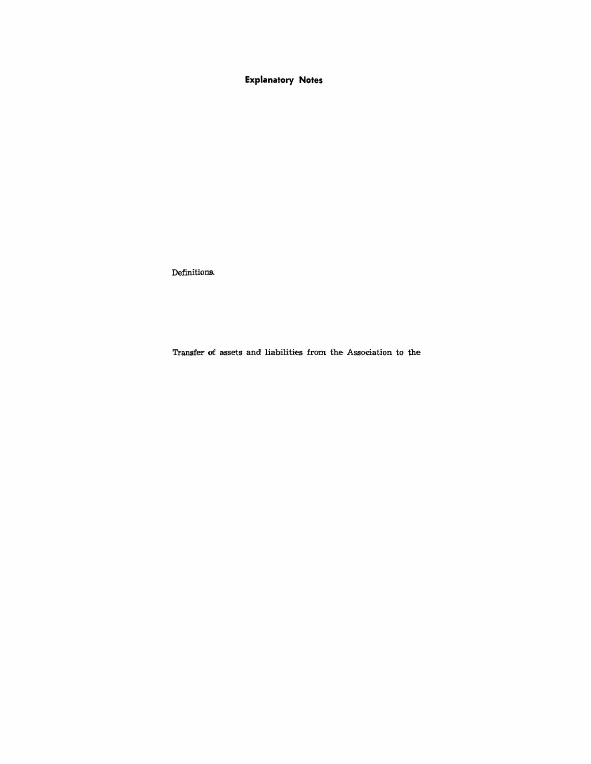## Explanatory Notes

Definitions.

Transfer of assets and liabilities from the Association to the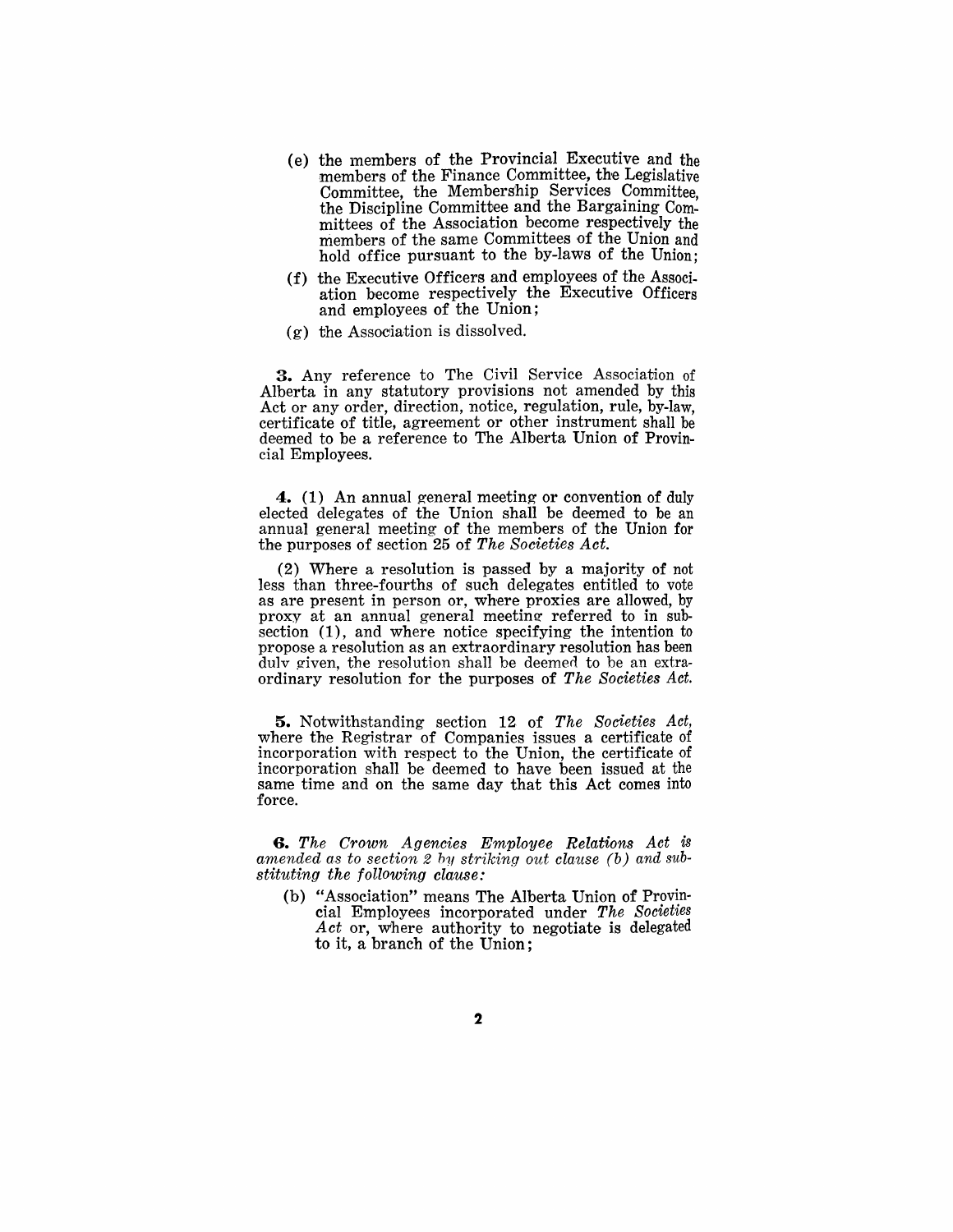(e) the members of the Provincial Executive and the members of the Finance Committee, the Legislative Committee, the Membership Services Committee, the Discipline Committee and the Bargaining Committees of the Association become respectively the members of the same Committees of the Union and hold office pursuant to the by-laws of the Union;

(f) the Executive Officers and employees of the Association become respectively the Executive Officers and employees of the Union;

(g) the Association is dissolved.

**3.** Any reference to The Civil Service Association of Alberta in any statutory provisions not amended by this Act or any order, direction, notice, regulation, rule, by-law, certificate of title, agreement or other instrument shall be deemed to be a reference to The Alberta Union of Provincial Employees.

**4.** (1) An annual general meeting or convention of duly elected delegates of the Union shall be deemed to be an annual general meeting of the members of the Union for the purposes of section 25 of *The Societies Act.*

(2) Where a resolution is passed by a majority of not less than three-fourths of such delegates entitled to vote as are present in person or, where proxies are allowed, by proxy at an annual general meeting referred to in subsection (1), and where notice specifying the intention to propose a resolution as an extraordinary resolution has been duly given, the resolution shall be deemed to be an extraordinary resolution for the purposes of *The Societies Act.*

**5.** Notwithstanding section 12 of *The Societies Act*, where the Registrar of Companies issues a certificate of incorporation with respect to the Union, the certificate of incorporation shall be deemed to have been issued at the same time and on the same day that this Act comes into force.

**6.** *The Crown Agencies Employee Relations Act is amended as to section 2 by striking out clause (b) and substituting the following clause:*

(b) "Association" means The Alberta Union of Provincial Employees incorporated under *The Societies Act* or, where authority to negotiate is delegated to it, a branch of the Union;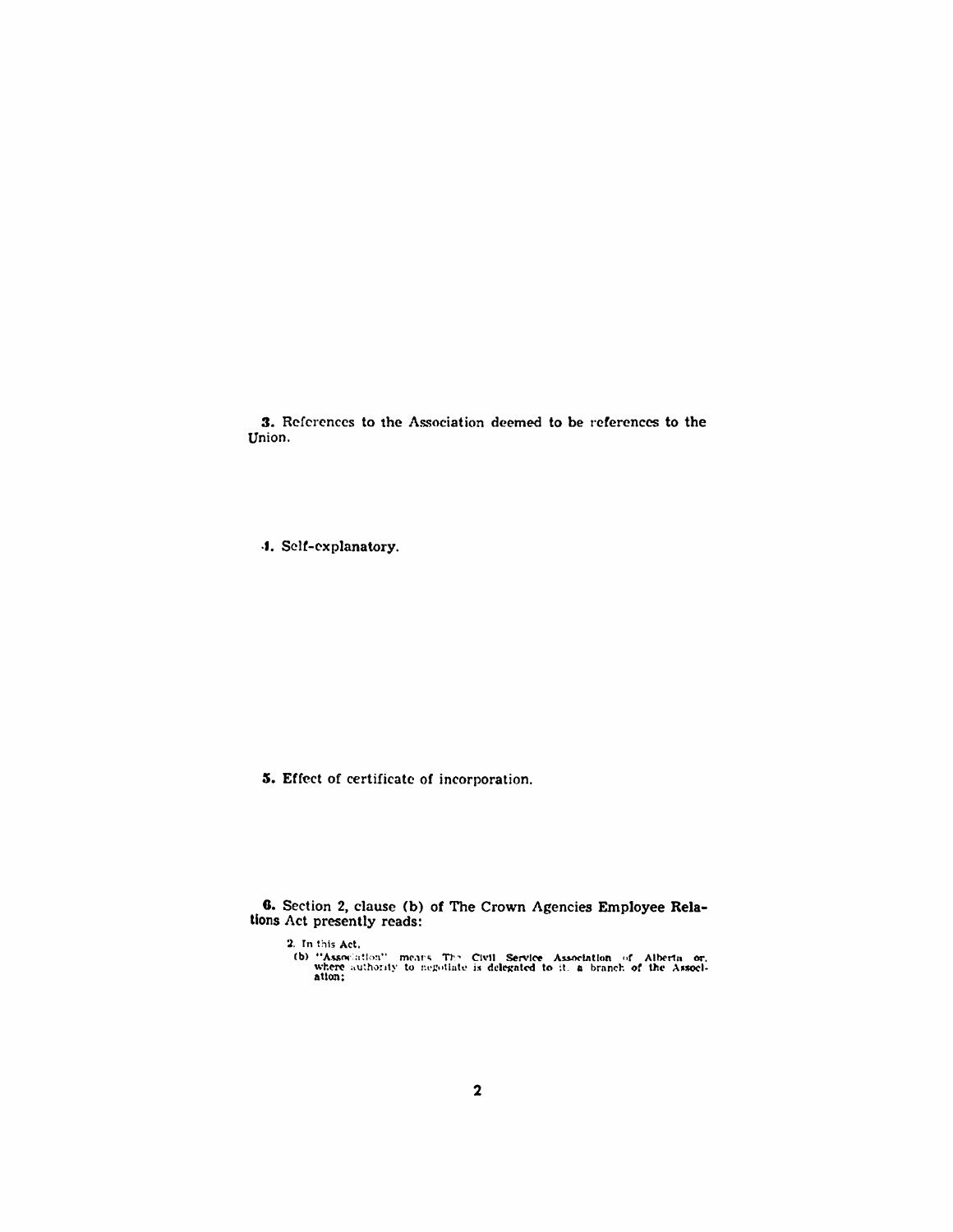**3.** References to the Association deemed to be references to the Union.

**4.** Self-explanatory.

**5.** Effect of certificate of incorporation.

**6.** Section 2, clause (b) of The Crown Agencies Employee Relations Act presently reads:

> 2. In this Act,
>
> (b) "Association" means The Civil Service Association of Alberta or, where authority to negotiate is delegated to it, a branch of the Association;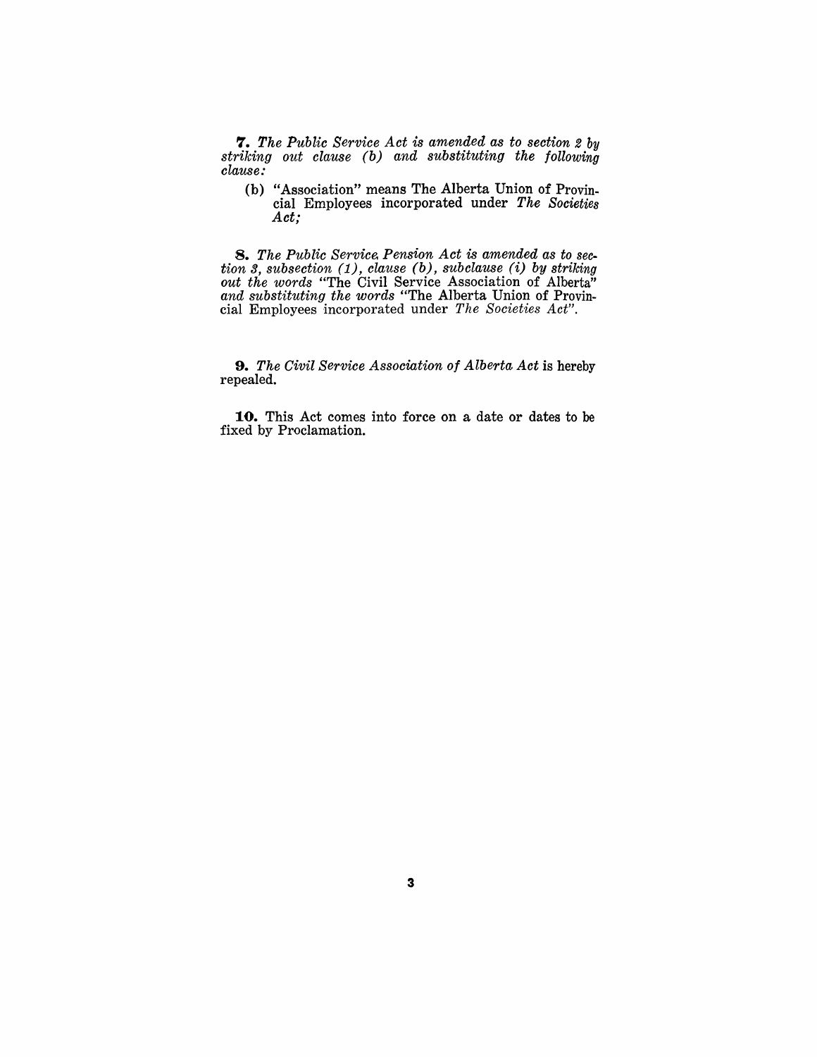**7.** *The Public Service Act is amended as to section 2 by striking out clause (b) and substituting the following clause:*

(b) "Association" means The Alberta Union of Provincial Employees incorporated under *The Societies Act;*

**8.** *The Public Service Pension Act is amended as to section 3, subsection (1), clause (b), subclause (i) by striking out the words* "The Civil Service Association of Alberta" *and substituting the words* "The Alberta Union of Provincial Employees incorporated under *The Societies Act*".

**9.** *The Civil Service Association of Alberta Act* is hereby repealed.

**10.** This Act comes into force on a date or dates to be fixed by Proclamation.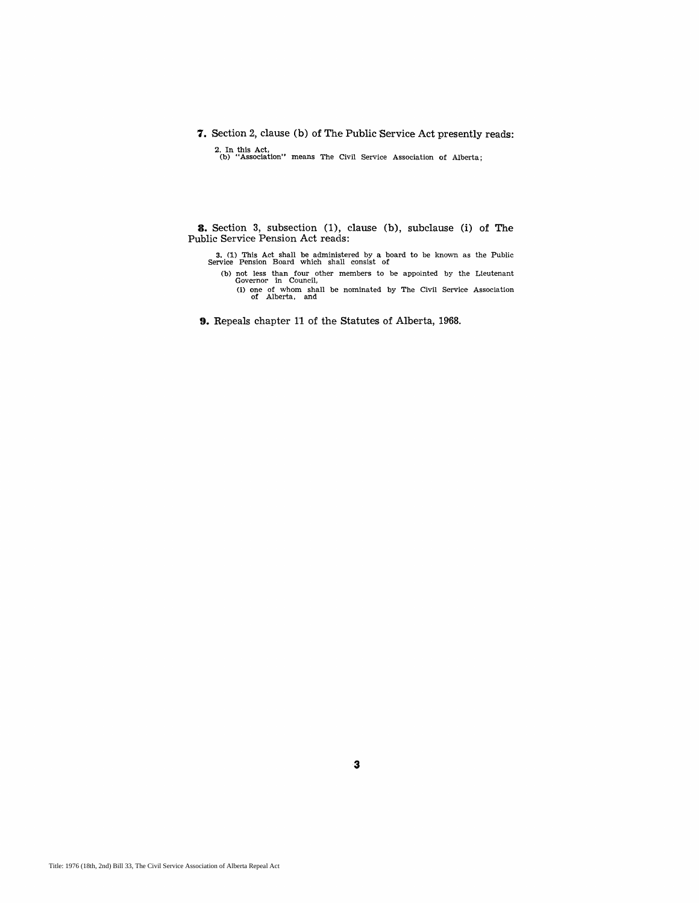**7.** Section 2, clause (b) of The Public Service Act presently reads:

2. In this Act,
(b) "Association" means The Civil Service Association of Alberta;

**8.** Section 3, subsection (1), clause (b), subclause (i) of The Public Service Pension Act reads:

3. (1) This Act shall be administered by a board to be known as the Public Service Pension Board which shall consist of

(b) not less than four other members to be appointed by the Lieutenant Governor in Council,

(i) one of whom shall be nominated by The Civil Service Association of Alberta, and

**9.** Repeals chapter 11 of the Statutes of Alberta, 1968.